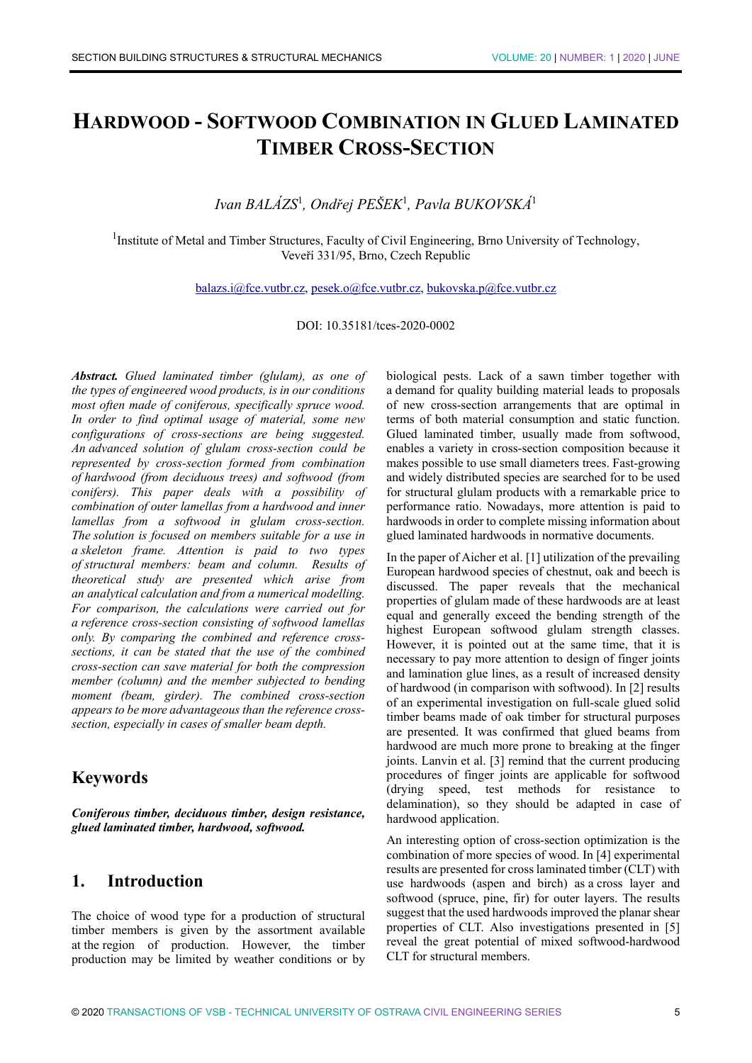# HARDWOOD - SOFTWOOD COMBINATION IN GLUED LAMINATED TIMBER CROSS-SECTION

*Ivan BALÁZS*[1]*, Ondřej PEŠEK*[1]*, Pavla BUKOVSKÁ*[1]

[1]Institute of Metal and Timber Structures, Faculty of Civil Engineering, Brno University of Technology, Veveří 331/95, Brno, Czech Republic

balazs.i@fce.vutbr.cz, pesek.o@fce.vutbr.cz, bukovska.p@fce.vutbr.cz

DOI: 10.35181/tces-2020-0002

***Abstract.*** *Glued laminated timber (glulam), as one of the types of engineered wood products, is in our conditions most often made of coniferous, specifically spruce wood. In order to find optimal usage of material, some new configurations of cross-sections are being suggested. An advanced solution of glulam cross-section could be represented by cross-section formed from combination of hardwood (from deciduous trees) and softwood (from conifers). This paper deals with a possibility of combination of outer lamellas from a hardwood and inner lamellas from a softwood in glulam cross-section. The solution is focused on members suitable for a use in a skeleton frame. Attention is paid to two types of structural members: beam and column. Results of theoretical study are presented which arise from an analytical calculation and from a numerical modelling. For comparison, the calculations were carried out for a reference cross-section consisting of softwood lamellas only. By comparing the combined and reference cross-sections, it can be stated that the use of the combined cross-section can save material for both the compression member (column) and the member subjected to bending moment (beam, girder). The combined cross-section appears to be more advantageous than the reference cross-section, especially in cases of smaller beam depth.*

## Keywords

***Coniferous timber, deciduous timber, design resistance, glued laminated timber, hardwood, softwood.***

## 1. Introduction

The choice of wood type for a production of structural timber members is given by the assortment available at the region of production. However, the timber production may be limited by weather conditions or by biological pests. Lack of a sawn timber together with a demand for quality building material leads to proposals of new cross-section arrangements that are optimal in terms of both material consumption and static function. Glued laminated timber, usually made from softwood, enables a variety in cross-section composition because it makes possible to use small diameters trees. Fast-growing and widely distributed species are searched for to be used for structural glulam products with a remarkable price to performance ratio. Nowadays, more attention is paid to hardwoods in order to complete missing information about glued laminated hardwoods in normative documents.

In the paper of Aicher et al. [1] utilization of the prevailing European hardwood species of chestnut, oak and beech is discussed. The paper reveals that the mechanical properties of glulam made of these hardwoods are at least equal and generally exceed the bending strength of the highest European softwood glulam strength classes. However, it is pointed out at the same time, that it is necessary to pay more attention to design of finger joints and lamination glue lines, as a result of increased density of hardwood (in comparison with softwood). In [2] results of an experimental investigation on full-scale glued solid timber beams made of oak timber for structural purposes are presented. It was confirmed that glued beams from hardwood are much more prone to breaking at the finger joints. Lanvin et al. [3] remind that the current producing procedures of finger joints are applicable for softwood (drying speed, test methods for resistance to delamination), so they should be adapted in case of hardwood application.

An interesting option of cross-section optimization is the combination of more species of wood. In [4] experimental results are presented for cross laminated timber (CLT) with use hardwoods (aspen and birch) as a cross layer and softwood (spruce, pine, fir) for outer layers. The results suggest that the used hardwoods improved the planar shear properties of CLT. Also investigations presented in [5] reveal the great potential of mixed softwood-hardwood CLT for structural members.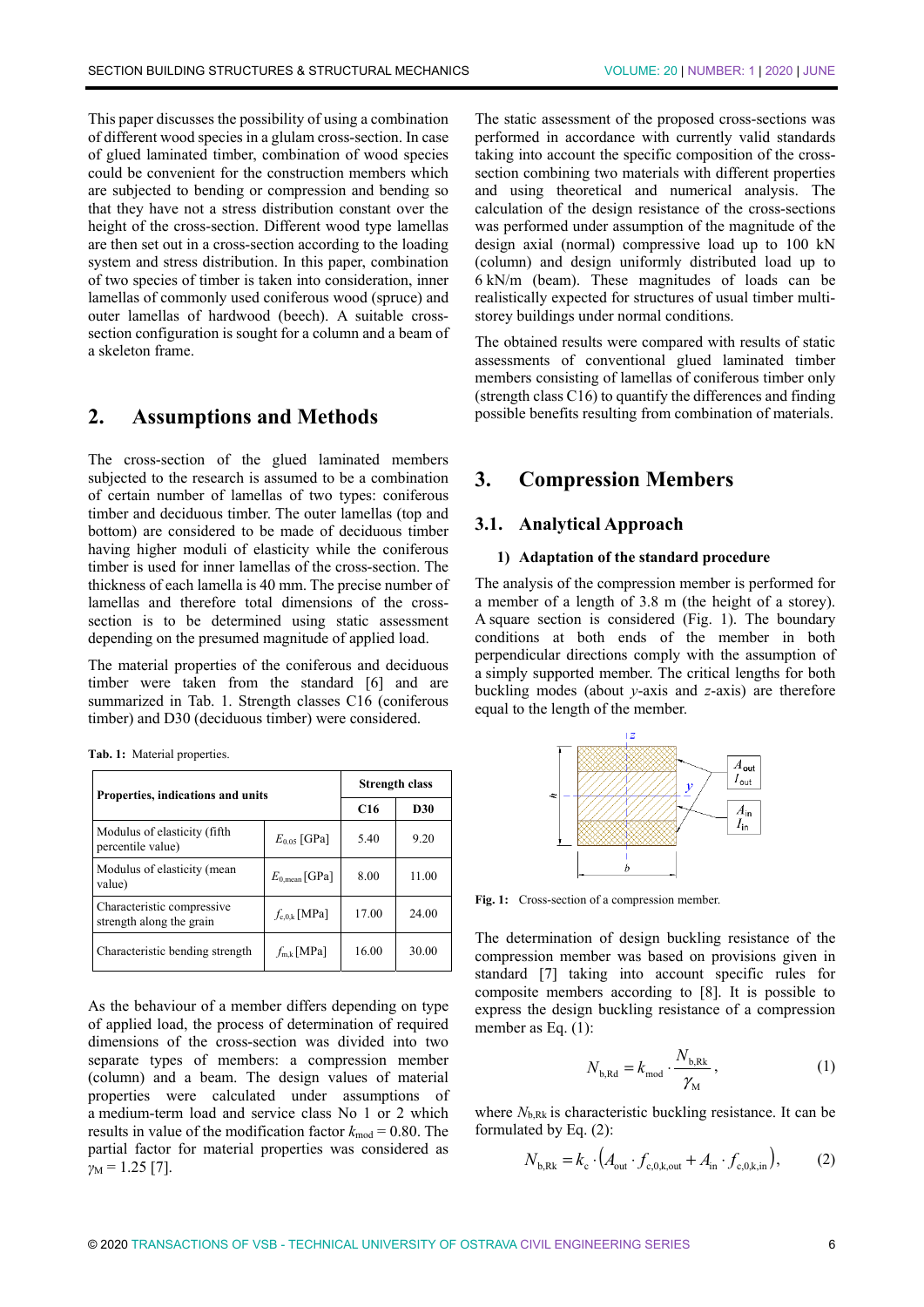This paper discusses the possibility of using a combination of different wood species in a glulam cross-section. In case of glued laminated timber, combination of wood species could be convenient for the construction members which are subjected to bending or compression and bending so that they have not a stress distribution constant over the height of the cross-section. Different wood type lamellas are then set out in a cross-section according to the loading system and stress distribution. In this paper, combination of two species of timber is taken into consideration, inner lamellas of commonly used coniferous wood (spruce) and outer lamellas of hardwood (beech). A suitable cross-section configuration is sought for a column and a beam of a skeleton frame.

## 2. Assumptions and Methods

The cross-section of the glued laminated members subjected to the research is assumed to be a combination of certain number of lamellas of two types: coniferous timber and deciduous timber. The outer lamellas (top and bottom) are considered to be made of deciduous timber having higher moduli of elasticity while the coniferous timber is used for inner lamellas of the cross-section. The thickness of each lamella is 40 mm. The precise number of lamellas and therefore total dimensions of the cross-section is to be determined using static assessment depending on the presumed magnitude of applied load.

The material properties of the coniferous and deciduous timber were taken from the standard [6] and are summarized in Tab. 1. Strength classes C16 (coniferous timber) and D30 (deciduous timber) were considered.

**Tab. 1:** Material properties.

| Properties, indications and units | | Strength class | |
|---|---|---|---|
| | | C16 | D30 |
| Modulus of elasticity (fifth percentile value) | $E_{0.05}$ [GPa] | 5.40 | 9.20 |
| Modulus of elasticity (mean value) | $E_{0,\text{mean}}$ [GPa] | 8.00 | 11.00 |
| Characteristic compressive strength along the grain | $f_{c,0,k}$ [MPa] | 17.00 | 24.00 |
| Characteristic bending strength | $f_{m,k}$ [MPa] | 16.00 | 30.00 |

As the behaviour of a member differs depending on type of applied load, the process of determination of required dimensions of the cross-section was divided into two separate types of members: a compression member (column) and a beam. The design values of material properties were calculated under assumptions of a medium-term load and service class No 1 or 2 which results in value of the modification factor $k_{\text{mod}} = 0.80$. The partial factor for material properties was considered as $\gamma_{\text{M}} = 1.25$ [7].

The static assessment of the proposed cross-sections was performed in accordance with currently valid standards taking into account the specific composition of the cross-section combining two materials with different properties and using theoretical and numerical analysis. The calculation of the design resistance of the cross-sections was performed under assumption of the magnitude of the design axial (normal) compressive load up to 100 kN (column) and design uniformly distributed load up to 6 kN/m (beam). These magnitudes of loads can be realistically expected for structures of usual timber multi-storey buildings under normal conditions.

The obtained results were compared with results of static assessments of conventional glued laminated timber members consisting of lamellas of coniferous timber only (strength class C16) to quantify the differences and finding possible benefits resulting from combination of materials.

## 3. Compression Members

### 3.1. Analytical Approach

#### 1) Adaptation of the standard procedure

The analysis of the compression member is performed for a member of a length of 3.8 m (the height of a storey). A square section is considered (Fig. 1). The boundary conditions at both ends of the member in both perpendicular directions comply with the assumption of a simply supported member. The critical lengths for both buckling modes (about *y*-axis and *z*-axis) are therefore equal to the length of the member.

**Fig. 1:** Cross-section of a compression member.

The determination of design buckling resistance of the compression member was based on provisions given in standard [7] taking into account specific rules for composite members according to [8]. It is possible to express the design buckling resistance of a compression member as Eq. (1):

$$N_{\text{b,Rd}} = k_{\text{mod}} \cdot \frac{N_{\text{b,Rk}}}{\gamma_{\text{M}}}, \tag{1}$$

where $N_{\text{b,Rk}}$ is characteristic buckling resistance. It can be formulated by Eq. (2):

$$N_{\text{b,Rk}} = k_{\text{c}} \cdot \left(A_{\text{out}} \cdot f_{\text{c,0,k,out}} + A_{\text{in}} \cdot f_{\text{c,0,k,in}}\right), \tag{2}$$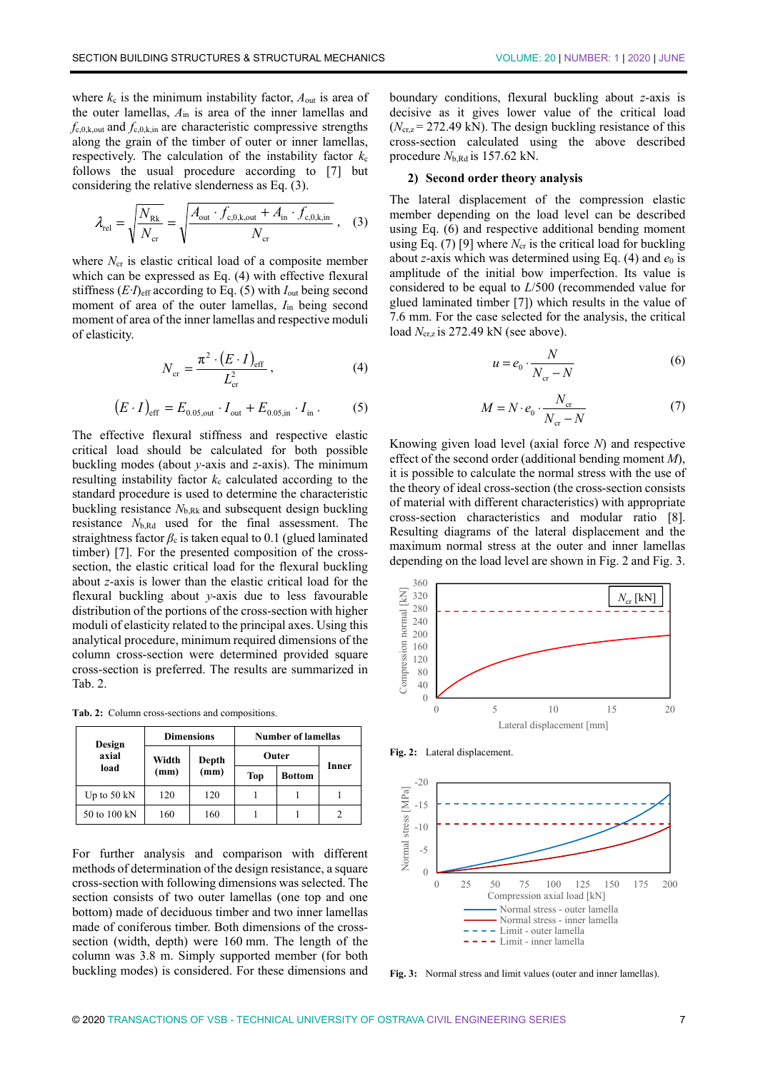where $k_c$ is the minimum instability factor, $A_{out}$ is area of the outer lamellas, $A_{in}$ is area of the inner lamellas and $f_{c,0,k,out}$ and $f_{c,0,k,in}$ are characteristic compressive strengths along the grain of the timber of outer or inner lamellas, respectively. The calculation of the instability factor $k_c$ follows the usual procedure according to [7] but considering the relative slenderness as Eq. (3).

$$\lambda_{rel} = \sqrt{\frac{N_{Rk}}{N_{cr}}} = \sqrt{\frac{A_{out} \cdot f_{c,0,k,out} + A_{in} \cdot f_{c,0,k,in}}{N_{cr}}}, \quad (3)$$

where $N_{cr}$ is elastic critical load of a composite member which can be expressed as Eq. (4) with effective flexural stiffness $(E{\cdot}I)_{eff}$ according to Eq. (5) with $I_{out}$ being second moment of area of the outer lamellas, $I_{in}$ being second moment of area of the inner lamellas and respective moduli of elasticity.

$$N_{cr} = \frac{\pi^2 \cdot (E \cdot I)_{eff}}{L_{cr}^2}, \quad (4)$$

$$(E \cdot I)_{eff} = E_{0.05,out} \cdot I_{out} + E_{0.05,in} \cdot I_{in}. \quad (5)$$

The effective flexural stiffness and respective elastic critical load should be calculated for both possible buckling modes (about $y$-axis and $z$-axis). The minimum resulting instability factor $k_c$ calculated according to the standard procedure is used to determine the characteristic buckling resistance $N_{b,Rk}$ and subsequent design buckling resistance $N_{b,Rd}$ used for the final assessment. The straightness factor $\beta_c$ is taken equal to 0.1 (glued laminated timber) [7]. For the presented composition of the cross-section, the elastic critical load for the flexural buckling about $z$-axis is lower than the elastic critical load for the flexural buckling about $y$-axis due to less favourable distribution of the portions of the cross-section with higher moduli of elasticity related to the principal axes. Using this analytical procedure, minimum required dimensions of the column cross-section were determined provided square cross-section is preferred. The results are summarized in Tab. 2.

**Tab. 2:** Column cross-sections and compositions.

| Design axial load | Dimensions | | Number of lamellas | | |
|---|---|---|---|---|---|
| | Width (mm) | Depth (mm) | Outer | | Inner |
| | | | Top | Bottom | |
| Up to 50 kN | 120 | 120 | 1 | 1 | 1 |
| 50 to 100 kN | 160 | 160 | 1 | 1 | 2 |

For further analysis and comparison with different methods of determination of the design resistance, a square cross-section with following dimensions was selected. The section consists of two outer lamellas (one top and one bottom) made of deciduous timber and two inner lamellas made of coniferous timber. Both dimensions of the cross-section (width, depth) were 160 mm. The length of the column was 3.8 m. Simply supported member (for both buckling modes) is considered. For these dimensions and boundary conditions, flexural buckling about $z$-axis is decisive as it gives lower value of the critical load ($N_{cr,z}$ = 272.49 kN). The design buckling resistance of this cross-section calculated using the above described procedure $N_{b,Rd}$ is 157.62 kN.

### 2) Second order theory analysis

The lateral displacement of the compression elastic member depending on the load level can be described using Eq. (6) and respective additional bending moment using Eq. (7) [9] where $N_{cr}$ is the critical load for buckling about $z$-axis which was determined using Eq. (4) and $e_0$ is amplitude of the initial bow imperfection. Its value is considered to be equal to $L$/500 (recommended value for glued laminated timber [7]) which results in the value of 7.6 mm. For the case selected for the analysis, the critical load $N_{cr,z}$ is 272.49 kN (see above).

$$u = e_0 \cdot \frac{N}{N_{cr} - N} \quad (6)$$

$$M = N \cdot e_0 \cdot \frac{N_{cr}}{N_{cr} - N} \quad (7)$$

Knowing given load level (axial force $N$) and respective effect of the second order (additional bending moment $M$), it is possible to calculate the normal stress with the use of the theory of ideal cross-section (the cross-section consists of material with different characteristics) with appropriate cross-section characteristics and modular ratio [8]. Resulting diagrams of the lateral displacement and the maximum normal stress at the outer and inner lamellas depending on the load level are shown in Fig. 2 and Fig. 3.

**Fig. 2:** Lateral displacement.

**Fig. 3:** Normal stress and limit values (outer and inner lamellas).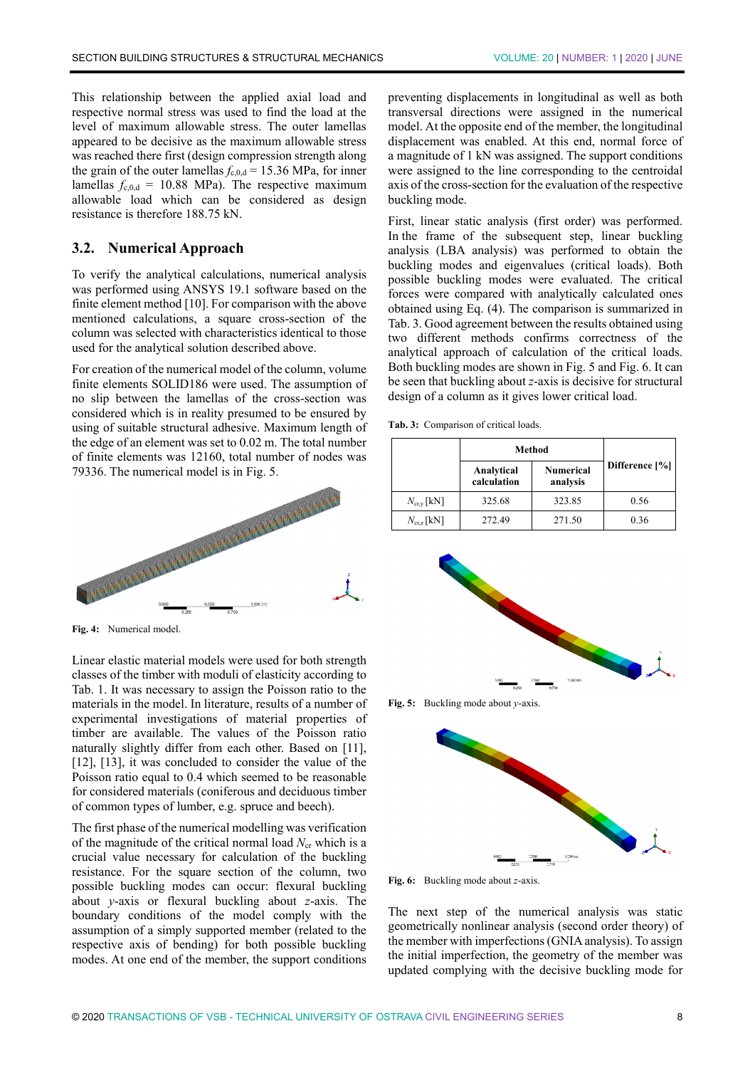This relationship between the applied axial load and respective normal stress was used to find the load at the level of maximum allowable stress. The outer lamellas appeared to be decisive as the maximum allowable stress was reached there first (design compression strength along the grain of the outer lamellas $f_{c,0,d}$ = 15.36 MPa, for inner lamellas $f_{c,0,d}$ = 10.88 MPa). The respective maximum allowable load which can be considered as design resistance is therefore 188.75 kN.

## 3.2. Numerical Approach

To verify the analytical calculations, numerical analysis was performed using ANSYS 19.1 software based on the finite element method [10]. For comparison with the above mentioned calculations, a square cross-section of the column was selected with characteristics identical to those used for the analytical solution described above.

For creation of the numerical model of the column, volume finite elements SOLID186 were used. The assumption of no slip between the lamellas of the cross-section was considered which is in reality presumed to be ensured by using of suitable structural adhesive. Maximum length of the edge of an element was set to 0.02 m. The total number of finite elements was 12160, total number of nodes was 79336. The numerical model is in Fig. 5.

**Fig. 4:** Numerical model.

Linear elastic material models were used for both strength classes of the timber with moduli of elasticity according to Tab. 1. It was necessary to assign the Poisson ratio to the materials in the model. In literature, results of a number of experimental investigations of material properties of timber are available. The values of the Poisson ratio naturally slightly differ from each other. Based on [11], [12], [13], it was concluded to consider the value of the Poisson ratio equal to 0.4 which seemed to be reasonable for considered materials (coniferous and deciduous timber of common types of lumber, e.g. spruce and beech).

The first phase of the numerical modelling was verification of the magnitude of the critical normal load $N_{cr}$ which is a crucial value necessary for calculation of the buckling resistance. For the square section of the column, two possible buckling modes can occur: flexural buckling about $y$-axis or flexural buckling about $z$-axis. The boundary conditions of the model comply with the assumption of a simply supported member (related to the respective axis of bending) for both possible buckling modes. At one end of the member, the support conditions preventing displacements in longitudinal as well as both transversal directions were assigned in the numerical model. At the opposite end of the member, the longitudinal displacement was enabled. At this end, normal force of a magnitude of 1 kN was assigned. The support conditions were assigned to the line corresponding to the centroidal axis of the cross-section for the evaluation of the respective buckling mode.

First, linear static analysis (first order) was performed. In the frame of the subsequent step, linear buckling analysis (LBA analysis) was performed to obtain the buckling modes and eigenvalues (critical loads). Both possible buckling modes were evaluated. The critical forces were compared with analytically calculated ones obtained using Eq. (4). The comparison is summarized in Tab. 3. Good agreement between the results obtained using two different methods confirms correctness of the analytical approach of calculation of the critical loads. Both buckling modes are shown in Fig. 5 and Fig. 6. It can be seen that buckling about $z$-axis is decisive for structural design of a column as it gives lower critical load.

**Tab. 3:** Comparison of critical loads.

| | Method | | Difference [%] |
|---|---|---|---|
| | Analytical calculation | Numerical analysis | |
| $N_{cr,y}$ [kN] | 325.68 | 323.85 | 0.56 |
| $N_{cr,z}$ [kN] | 272.49 | 271.50 | 0.36 |

**Fig. 5:** Buckling mode about $y$-axis.

**Fig. 6:** Buckling mode about $z$-axis.

The next step of the numerical analysis was static geometrically nonlinear analysis (second order theory) of the member with imperfections (GNIA analysis). To assign the initial imperfection, the geometry of the member was updated complying with the decisive buckling mode for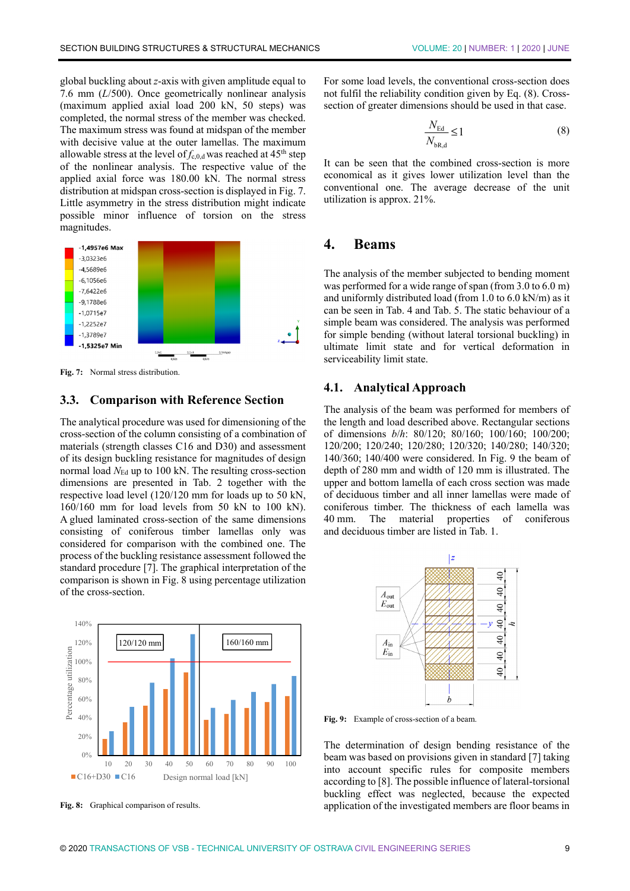global buckling about $z$-axis with given amplitude equal to 7.6 mm ($L$/500). Once geometrically nonlinear analysis (maximum applied axial load 200 kN, 50 steps) was completed, the normal stress of the member was checked. The maximum stress was found at midspan of the member with decisive value at the outer lamellas. The maximum allowable stress at the level of $f_{c,0,d}$ was reached at 45th step of the nonlinear analysis. The respective value of the applied axial force was 180.00 kN. The normal stress distribution at midspan cross-section is displayed in Fig. 7. Little asymmetry in the stress distribution might indicate possible minor influence of torsion on the stress magnitudes.

**Fig. 7:** Normal stress distribution.

## 3.3. Comparison with Reference Section

The analytical procedure was used for dimensioning of the cross-section of the column consisting of a combination of materials (strength classes C16 and D30) and assessment of its design buckling resistance for magnitudes of design normal load $N_{Ed}$ up to 100 kN. The resulting cross-section dimensions are presented in Tab. 2 together with the respective load level (120/120 mm for loads up to 50 kN, 160/160 mm for load levels from 50 kN to 100 kN). A glued laminated cross-section of the same dimensions consisting of coniferous timber lamellas only was considered for comparison with the combined one. The process of the buckling resistance assessment followed the standard procedure [7]. The graphical interpretation of the comparison is shown in Fig. 8 using percentage utilization of the cross-section.

**Fig. 8:** Graphical comparison of results.

For some load levels, the conventional cross-section does not fulfil the reliability condition given by Eq. (8). Cross-section of greater dimensions should be used in that case.

$$\frac{N_{Ed}}{N_{bR,d}} \leq 1 \tag{8}$$

It can be seen that the combined cross-section is more economical as it gives lower utilization level than the conventional one. The average decrease of the unit utilization is approx. 21%.

# 4. Beams

The analysis of the member subjected to bending moment was performed for a wide range of span (from 3.0 to 6.0 m) and uniformly distributed load (from 1.0 to 6.0 kN/m) as it can be seen in Tab. 4 and Tab. 5. The static behaviour of a simple beam was considered. The analysis was performed for simple bending (without lateral torsional buckling) in ultimate limit state and for vertical deformation in serviceability limit state.

## 4.1. Analytical Approach

The analysis of the beam was performed for members of the length and load described above. Rectangular sections of dimensions $b/h$: 80/120; 80/160; 100/160; 100/200; 120/200; 120/240; 120/280; 120/320; 140/280; 140/320; 140/360; 140/400 were considered. In Fig. 9 the beam of depth of 280 mm and width of 120 mm is illustrated. The upper and bottom lamella of each cross section was made of deciduous timber and all inner lamellas were made of coniferous timber. The thickness of each lamella was 40 mm. The material properties of coniferous and deciduous timber are listed in Tab. 1.

**Fig. 9:** Example of cross-section of a beam.

The determination of design bending resistance of the beam was based on provisions given in standard [7] taking into account specific rules for composite members according to [8]. The possible influence of lateral-torsional buckling effect was neglected, because the expected application of the investigated members are floor beams in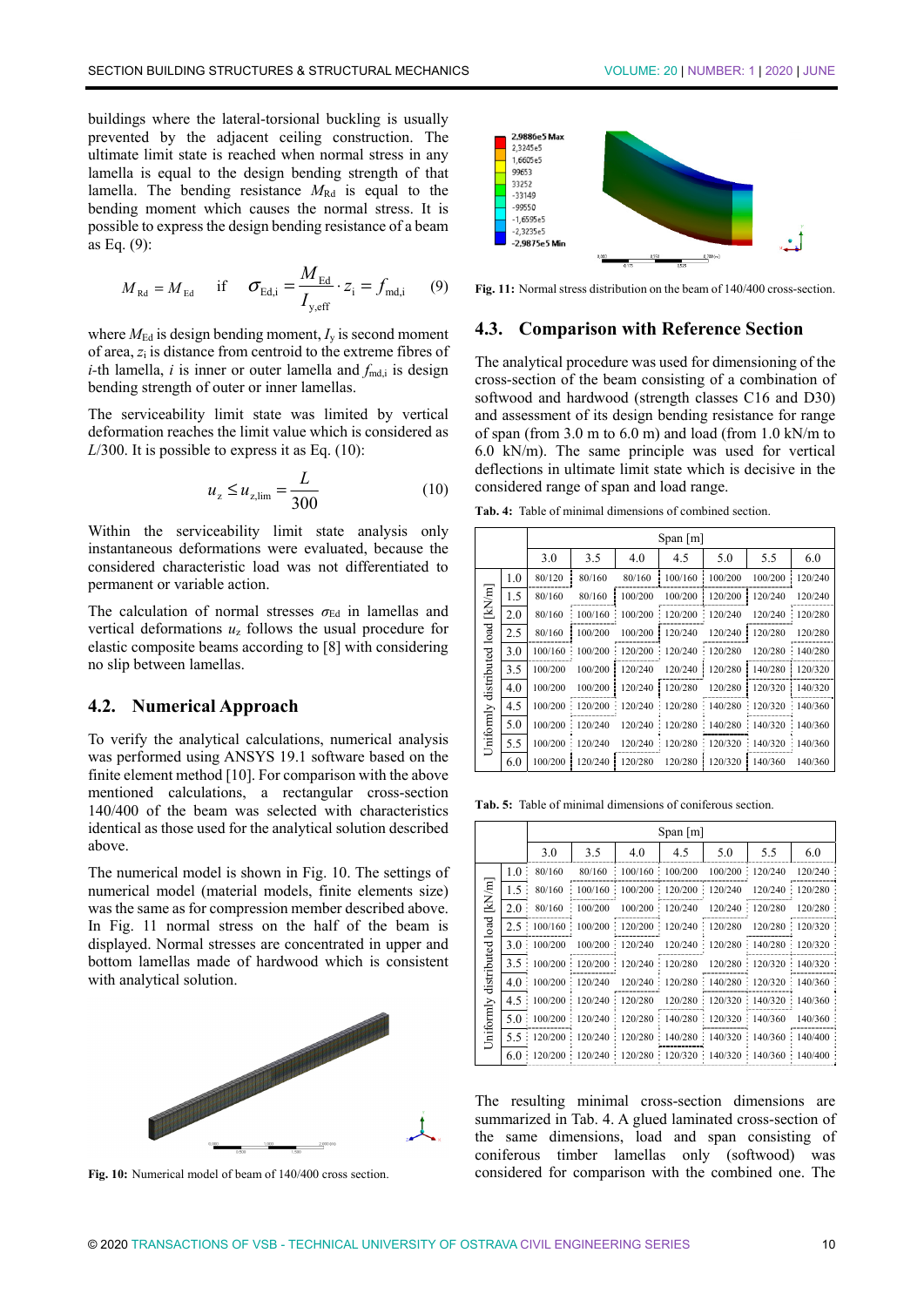buildings where the lateral-torsional buckling is usually prevented by the adjacent ceiling construction. The ultimate limit state is reached when normal stress in any lamella is equal to the design bending strength of that lamella. The bending resistance $M_{Rd}$ is equal to the bending moment which causes the normal stress. It is possible to express the design bending resistance of a beam as Eq. (9):

$$M_{Rd} = M_{Ed} \quad \text{if} \quad \sigma_{Ed,i} = \frac{M_{Ed}}{I_{y,eff}} \cdot z_i = f_{md,i} \tag{9}$$

where $M_{Ed}$ is design bending moment, $I_y$ is second moment of area, $z_i$ is distance from centroid to the extreme fibres of $i$-th lamella, $i$ is inner or outer lamella and $f_{md,i}$ is design bending strength of outer or inner lamellas.

The serviceability limit state was limited by vertical deformation reaches the limit value which is considered as $L/300$. It is possible to express it as Eq. (10):

$$u_z \leq u_{z,lim} = \frac{L}{300} \tag{10}$$

Within the serviceability limit state analysis only instantaneous deformations were evaluated, because the considered characteristic load was not differentiated to permanent or variable action.

The calculation of normal stresses $\sigma_{Ed}$ in lamellas and vertical deformations $u_z$ follows the usual procedure for elastic composite beams according to [8] with considering no slip between lamellas.

## 4.2. Numerical Approach

To verify the analytical calculations, numerical analysis was performed using ANSYS 19.1 software based on the finite element method [10]. For comparison with the above mentioned calculations, a rectangular cross-section 140/400 of the beam was selected with characteristics identical as those used for the analytical solution described above.

The numerical model is shown in Fig. 10. The settings of numerical model (material models, finite elements size) was the same as for compression member described above. In Fig. 11 normal stress on the half of the beam is displayed. Normal stresses are concentrated in upper and bottom lamellas made of hardwood which is consistent with analytical solution.

**Fig. 10:** Numerical model of beam of 140/400 cross section.

**Fig. 11:** Normal stress distribution on the beam of 140/400 cross-section.

## 4.3. Comparison with Reference Section

The analytical procedure was used for dimensioning of the cross-section of the beam consisting of a combination of softwood and hardwood (strength classes C16 and D30) and assessment of its design bending resistance for range of span (from 3.0 m to 6.0 m) and load (from 1.0 kN/m to 6.0 kN/m). The same principle was used for vertical deflections in ultimate limit state which is decisive in the considered range of span and load range.

**Tab. 4:** Table of minimal dimensions of combined section.

| | | Span [m] | | | | | | |
|---|---|---|---|---|---|---|---|---|
| | | 3.0 | 3.5 | 4.0 | 4.5 | 5.0 | 5.5 | 6.0 |
| Uniformly distributed load [kN/m] | 1.0 | 80/120 | 80/160 | 80/160 | 100/160 | 100/200 | 100/200 | 120/240 |
| | 1.5 | 80/160 | 80/160 | 100/200 | 100/200 | 120/200 | 120/240 | 120/240 |
| | 2.0 | 80/160 | 100/160 | 100/200 | 120/200 | 120/240 | 120/240 | 120/280 |
| | 2.5 | 80/160 | 100/200 | 100/200 | 120/240 | 120/240 | 120/280 | 120/280 |
| | 3.0 | 100/160 | 100/200 | 120/200 | 120/240 | 120/280 | 120/280 | 140/280 |
| | 3.5 | 100/200 | 100/200 | 120/240 | 120/240 | 120/280 | 140/280 | 120/320 |
| | 4.0 | 100/200 | 100/200 | 120/240 | 120/280 | 120/280 | 120/320 | 140/320 |
| | 4.5 | 100/200 | 120/200 | 120/240 | 120/280 | 140/280 | 120/320 | 140/360 |
| | 5.0 | 100/200 | 120/240 | 120/240 | 120/280 | 140/280 | 140/320 | 140/360 |
| | 5.5 | 100/200 | 120/240 | 120/240 | 120/280 | 120/320 | 140/320 | 140/360 |
| | 6.0 | 100/200 | 120/240 | 120/280 | 120/280 | 120/320 | 140/360 | 140/360 |

**Tab. 5:** Table of minimal dimensions of coniferous section.

| | | Span [m] | | | | | | |
|---|---|---|---|---|---|---|---|---|
| | | 3.0 | 3.5 | 4.0 | 4.5 | 5.0 | 5.5 | 6.0 |
| Uniformly distributed load [kN/m] | 1.0 | 80/160 | 80/160 | 100/160 | 100/200 | 100/200 | 120/240 | 120/240 |
| | 1.5 | 80/160 | 100/160 | 100/200 | 120/200 | 120/240 | 120/240 | 120/280 |
| | 2.0 | 80/160 | 100/200 | 100/200 | 120/240 | 120/240 | 120/280 | 120/280 |
| | 2.5 | 100/160 | 100/200 | 120/200 | 120/240 | 120/280 | 120/280 | 120/320 |
| | 3.0 | 100/200 | 100/200 | 120/240 | 120/240 | 120/280 | 140/280 | 120/320 |
| | 3.5 | 100/200 | 120/200 | 120/240 | 120/280 | 120/280 | 120/320 | 140/320 |
| | 4.0 | 100/200 | 120/240 | 120/240 | 120/280 | 140/280 | 120/320 | 140/360 |
| | 4.5 | 100/200 | 120/240 | 120/280 | 120/280 | 120/320 | 140/320 | 140/360 |
| | 5.0 | 100/200 | 120/240 | 120/280 | 140/280 | 120/320 | 140/360 | 140/360 |
| | 5.5 | 120/200 | 120/240 | 120/280 | 140/280 | 140/320 | 140/360 | 140/400 |
| | 6.0 | 120/200 | 120/240 | 120/280 | 120/320 | 140/320 | 140/360 | 140/400 |

The resulting minimal cross-section dimensions are summarized in Tab. 4. A glued laminated cross-section of the same dimensions, load and span consisting of coniferous timber lamellas only (softwood) was considered for comparison with the combined one. The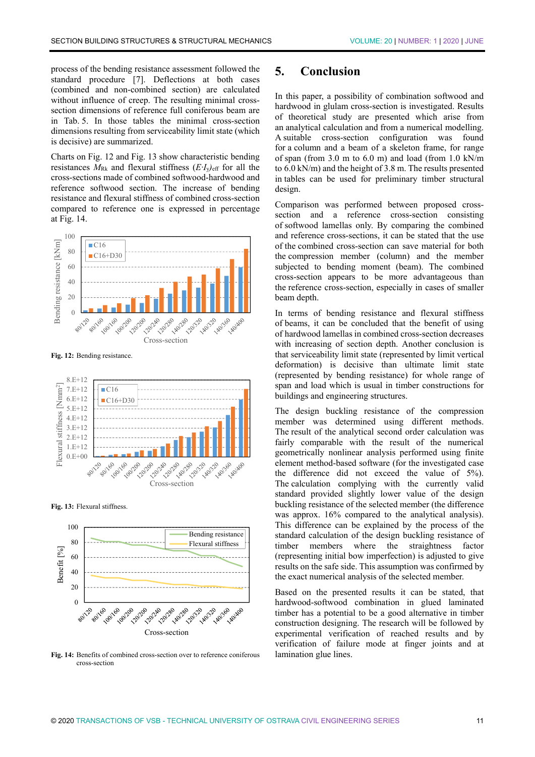process of the bending resistance assessment followed the standard procedure [7]. Deflections at both cases (combined and non-combined section) are calculated without influence of creep. The resulting minimal cross-section dimensions of reference full coniferous beam are in Tab. 5. In those tables the minimal cross-section dimensions resulting from serviceability limit state (which is decisive) are summarized.

Charts on Fig. 12 and Fig. 13 show characteristic bending resistances $M_{Rk}$ and flexural stiffness $(E \cdot I_y)_{eff}$ for all the cross-sections made of combined softwood-hardwood and reference softwood section. The increase of bending resistance and flexural stiffness of combined cross-section compared to reference one is expressed in percentage at Fig. 14.

**Fig. 12:** Bending resistance.

**Fig. 13:** Flexural stiffness.

**Fig. 14:** Benefits of combined cross-section over to reference coniferous cross-section

# 5. Conclusion

In this paper, a possibility of combination softwood and hardwood in glulam cross-section is investigated. Results of theoretical study are presented which arise from an analytical calculation and from a numerical modelling. A suitable cross-section configuration was found for a column and a beam of a skeleton frame, for range of span (from 3.0 m to 6.0 m) and load (from 1.0 kN/m to 6.0 kN/m) and the height of 3.8 m. The results presented in tables can be used for preliminary timber structural design.

Comparison was performed between proposed cross-section and a reference cross-section consisting of softwood lamellas only. By comparing the combined and reference cross-sections, it can be stated that the use of the combined cross-section can save material for both the compression member (column) and the member subjected to bending moment (beam). The combined cross-section appears to be more advantageous than the reference cross-section, especially in cases of smaller beam depth.

In terms of bending resistance and flexural stiffness of beams, it can be concluded that the benefit of using of hardwood lamellas in combined cross-section decreases with increasing of cross-section depth. Another conclusion is that serviceability limit state (represented by limit vertical deformation) is decisive than ultimate limit state (represented by bending resistance) for whole range of span and load which is usual in timber constructions for buildings and engineering structures.

The design buckling resistance of the compression member was determined using different methods. The result of the analytical second order calculation was fairly comparable with the result of the numerical geometrically nonlinear analysis performed using finite element method-based software (for the investigated case the difference did not exceed the value of 5%). The calculation complying with the currently valid standard provided slightly lower value of the design buckling resistance of the selected member (the difference was approx. 16% compared to the analytical analysis). This difference can be explained by the process of the standard calculation of the design buckling resistance of timber members where the straightness factor (representing initial bow imperfection) is adjusted to give results on the safe side. This assumption was confirmed by the exact numerical analysis of the selected member.

Based on the presented results it can be stated, that hardwood-softwood combination in glued laminated timber has a potential to be a good alternative in timber construction designing. The research will be followed by experimental verification of reached results and by verification of failure mode at finger joints and at lamination glue lines.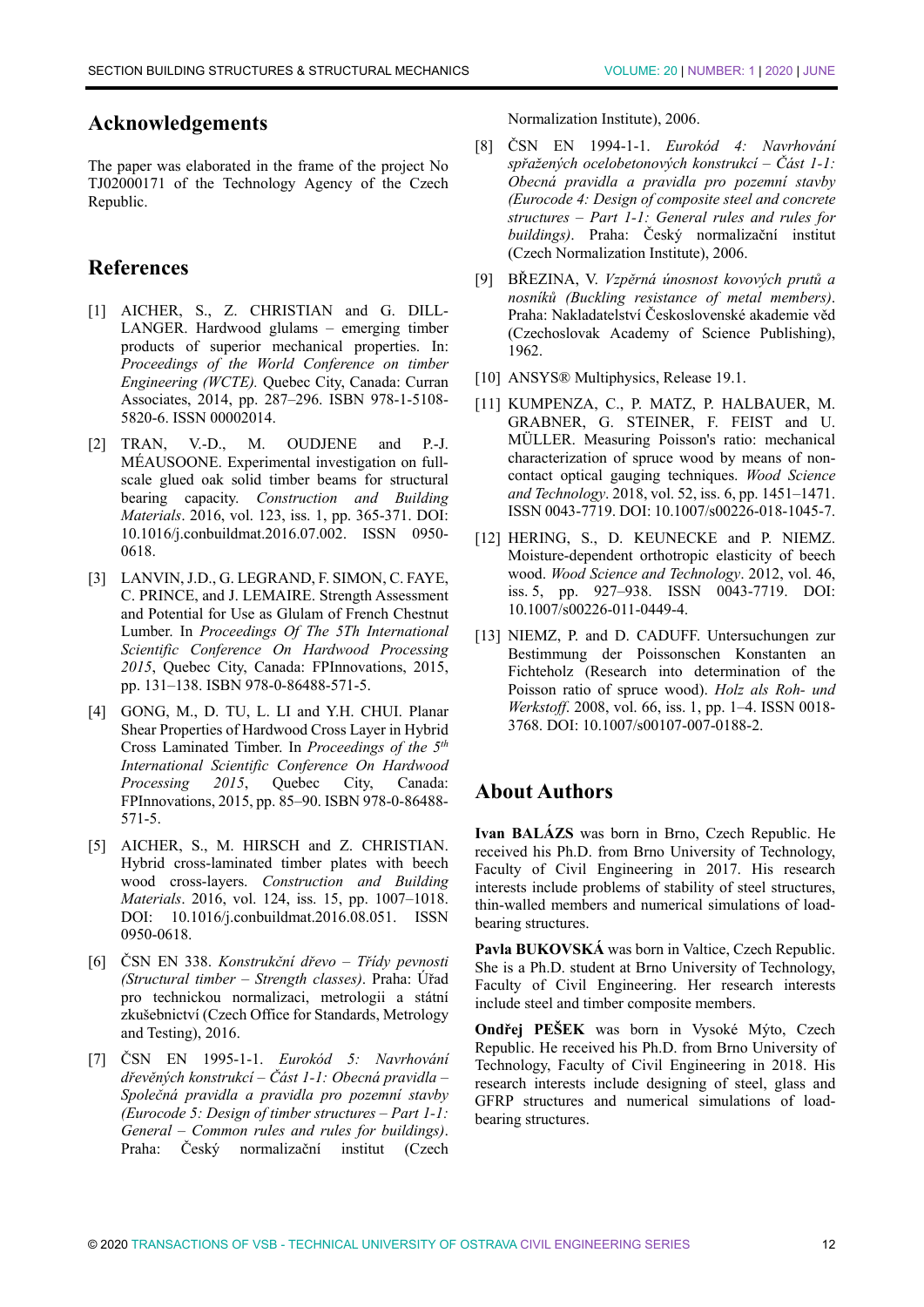## Acknowledgements

The paper was elaborated in the frame of the project No TJ02000171 of the Technology Agency of the Czech Republic.

## References

[1] AICHER, S., Z. CHRISTIAN and G. DILL-LANGER. Hardwood glulams – emerging timber products of superior mechanical properties. In: *Proceedings of the World Conference on timber Engineering (WCTE).* Quebec City, Canada: Curran Associates, 2014, pp. 287–296. ISBN 978-1-5108-5820-6. ISSN 00002014.

[2] TRAN, V.-D., M. OUDJENE and P.-J. MÉAUSOONE. Experimental investigation on full-scale glued oak solid timber beams for structural bearing capacity. *Construction and Building Materials*. 2016, vol. 123, iss. 1, pp. 365-371. DOI: 10.1016/j.conbuildmat.2016.07.002. ISSN 0950-0618.

[3] LANVIN, J.D., G. LEGRAND, F. SIMON, C. FAYE, C. PRINCE, and J. LEMAIRE. Strength Assessment and Potential for Use as Glulam of French Chestnut Lumber. In *Proceedings Of The 5Th International Scientific Conference On Hardwood Processing 2015*, Quebec City, Canada: FPInnovations, 2015, pp. 131–138. ISBN 978-0-86488-571-5.

[4] GONG, M., D. TU, L. LI and Y.H. CHUI. Planar Shear Properties of Hardwood Cross Layer in Hybrid Cross Laminated Timber. In *Proceedings of the 5th International Scientific Conference On Hardwood Processing 2015*, Quebec City, Canada: FPInnovations, 2015, pp. 85–90. ISBN 978-0-86488-571-5.

[5] AICHER, S., M. HIRSCH and Z. CHRISTIAN. Hybrid cross-laminated timber plates with beech wood cross-layers. *Construction and Building Materials*. 2016, vol. 124, iss. 15, pp. 1007–1018. DOI: 10.1016/j.conbuildmat.2016.08.051. ISSN 0950-0618.

[6] ČSN EN 338. *Konstrukční dřevo – Třídy pevnosti (Structural timber – Strength classes)*. Praha: Úřad pro technickou normalizaci, metrologii a státní zkušebnictví (Czech Office for Standards, Metrology and Testing), 2016.

[7] ČSN EN 1995-1-1. *Eurokód 5: Navrhování dřevěných konstrukcí – Část 1-1: Obecná pravidla – Společná pravidla a pravidla pro pozemní stavby (Eurocode 5: Design of timber structures – Part 1-1: General – Common rules and rules for buildings)*. Praha: Český normalizační institut (Czech Normalization Institute), 2006.

[8] ČSN EN 1994-1-1. *Eurokód 4: Navrhování spřažených ocelobetonových konstrukcí – Část 1-1: Obecná pravidla a pravidla pro pozemní stavby (Eurocode 4: Design of composite steel and concrete structures – Part 1-1: General rules and rules for buildings)*. Praha: Český normalizační institut (Czech Normalization Institute), 2006.

[9] BŘEZINA, V. *Vzpěrná únosnost kovových prutů a nosníků (Buckling resistance of metal members)*. Praha: Nakladatelství Československé akademie věd (Czechoslovak Academy of Science Publishing), 1962.

[10] ANSYS® Multiphysics, Release 19.1.

[11] KUMPENZA, C., P. MATZ, P. HALBAUER, M. GRABNER, G. STEINER, F. FEIST and U. MÜLLER. Measuring Poisson's ratio: mechanical characterization of spruce wood by means of non-contact optical gauging techniques. *Wood Science and Technology*. 2018, vol. 52, iss. 6, pp. 1451–1471. ISSN 0043-7719. DOI: 10.1007/s00226-018-1045-7.

[12] HERING, S., D. KEUNECKE and P. NIEMZ. Moisture-dependent orthotropic elasticity of beech wood. *Wood Science and Technology*. 2012, vol. 46, iss. 5, pp. 927–938. ISSN 0043-7719. DOI: 10.1007/s00226-011-0449-4.

[13] NIEMZ, P. and D. CADUFF. Untersuchungen zur Bestimmung der Poissonschen Konstanten an Fichteholz (Research into determination of the Poisson ratio of spruce wood). *Holz als Roh- und Werkstoff*. 2008, vol. 66, iss. 1, pp. 1–4. ISSN 0018-3768. DOI: 10.1007/s00107-007-0188-2.

## About Authors

**Ivan BALÁZS** was born in Brno, Czech Republic. He received his Ph.D. from Brno University of Technology, Faculty of Civil Engineering in 2017. His research interests include problems of stability of steel structures, thin-walled members and numerical simulations of load-bearing structures.

**Pavla BUKOVSKÁ** was born in Valtice, Czech Republic. She is a Ph.D. student at Brno University of Technology, Faculty of Civil Engineering. Her research interests include steel and timber composite members.

**Ondřej PEŠEK** was born in Vysoké Mýto, Czech Republic. He received his Ph.D. from Brno University of Technology, Faculty of Civil Engineering in 2018. His research interests include designing of steel, glass and GFRP structures and numerical simulations of load-bearing structures.